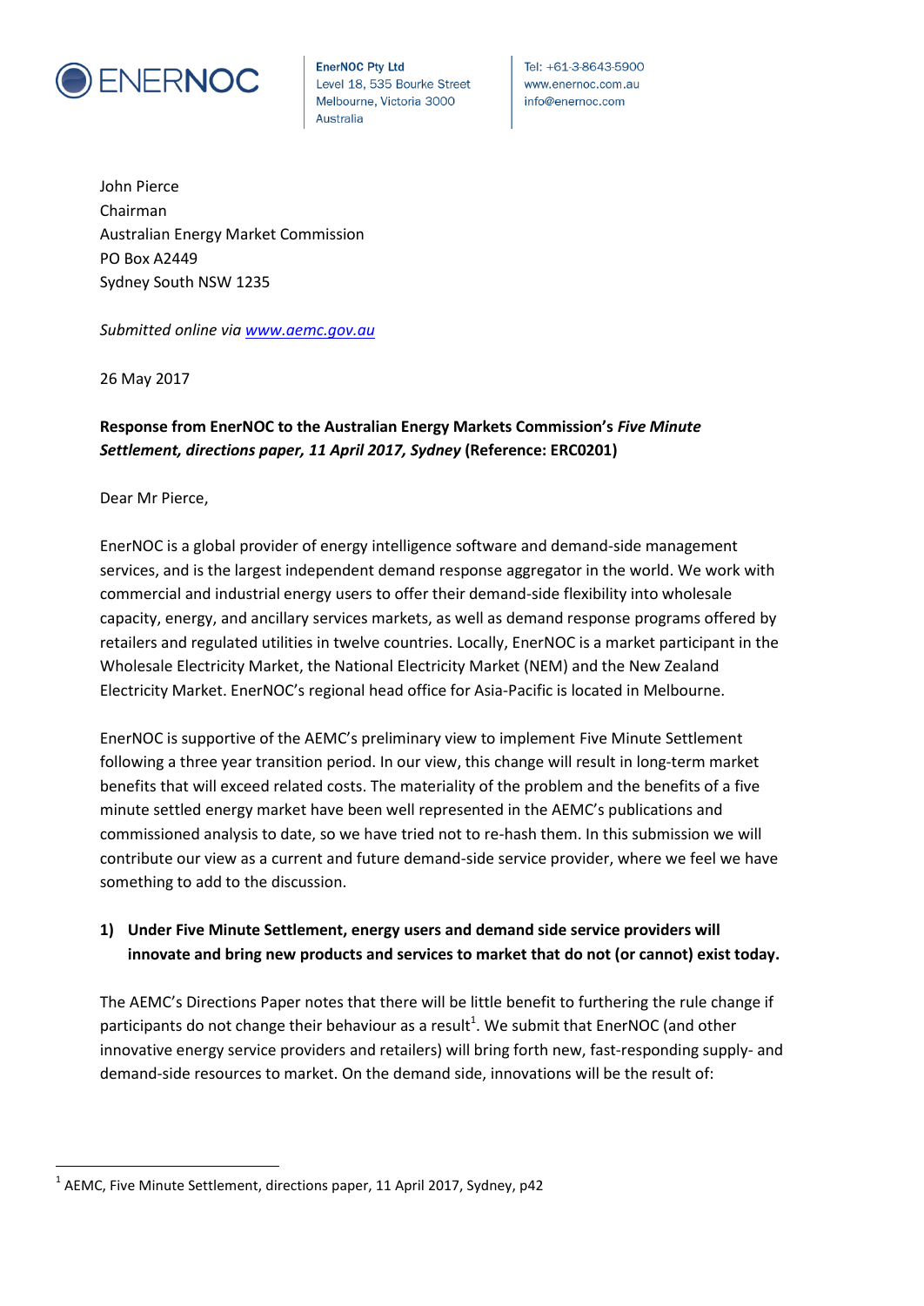ENERNOC

EnerNOC Pty Ltd
Level 18, 535 Bourke Street
Melbourne, Victoria 3000
Australia

Tel: +61-3-8643-5900
www.enernoc.com.au
info@enernoc.com

John Pierce
Chairman
Australian Energy Market Commission
PO Box A2449
Sydney South NSW 1235

*Submitted online via [www.aemc.gov.au](www.aemc.gov.au)*

26 May 2017

**Response from EnerNOC to the Australian Energy Markets Commission's *Five Minute Settlement, directions paper, 11 April 2017, Sydney* (Reference: ERC0201)**

Dear Mr Pierce,

EnerNOC is a global provider of energy intelligence software and demand-side management services, and is the largest independent demand response aggregator in the world. We work with commercial and industrial energy users to offer their demand-side flexibility into wholesale capacity, energy, and ancillary services markets, as well as demand response programs offered by retailers and regulated utilities in twelve countries. Locally, EnerNOC is a market participant in the Wholesale Electricity Market, the National Electricity Market (NEM) and the New Zealand Electricity Market. EnerNOC's regional head office for Asia-Pacific is located in Melbourne.

EnerNOC is supportive of the AEMC's preliminary view to implement Five Minute Settlement following a three year transition period. In our view, this change will result in long-term market benefits that will exceed related costs. The materiality of the problem and the benefits of a five minute settled energy market have been well represented in the AEMC's publications and commissioned analysis to date, so we have tried not to re-hash them. In this submission we will contribute our view as a current and future demand-side service provider, where we feel we have something to add to the discussion.

**1) Under Five Minute Settlement, energy users and demand side service providers will innovate and bring new products and services to market that do not (or cannot) exist today.**

The AEMC's Directions Paper notes that there will be little benefit to furthering the rule change if participants do not change their behaviour as a result[1]. We submit that EnerNOC (and other innovative energy service providers and retailers) will bring forth new, fast-responding supply- and demand-side resources to market. On the demand side, innovations will be the result of:

[1] AEMC, Five Minute Settlement, directions paper, 11 April 2017, Sydney, p42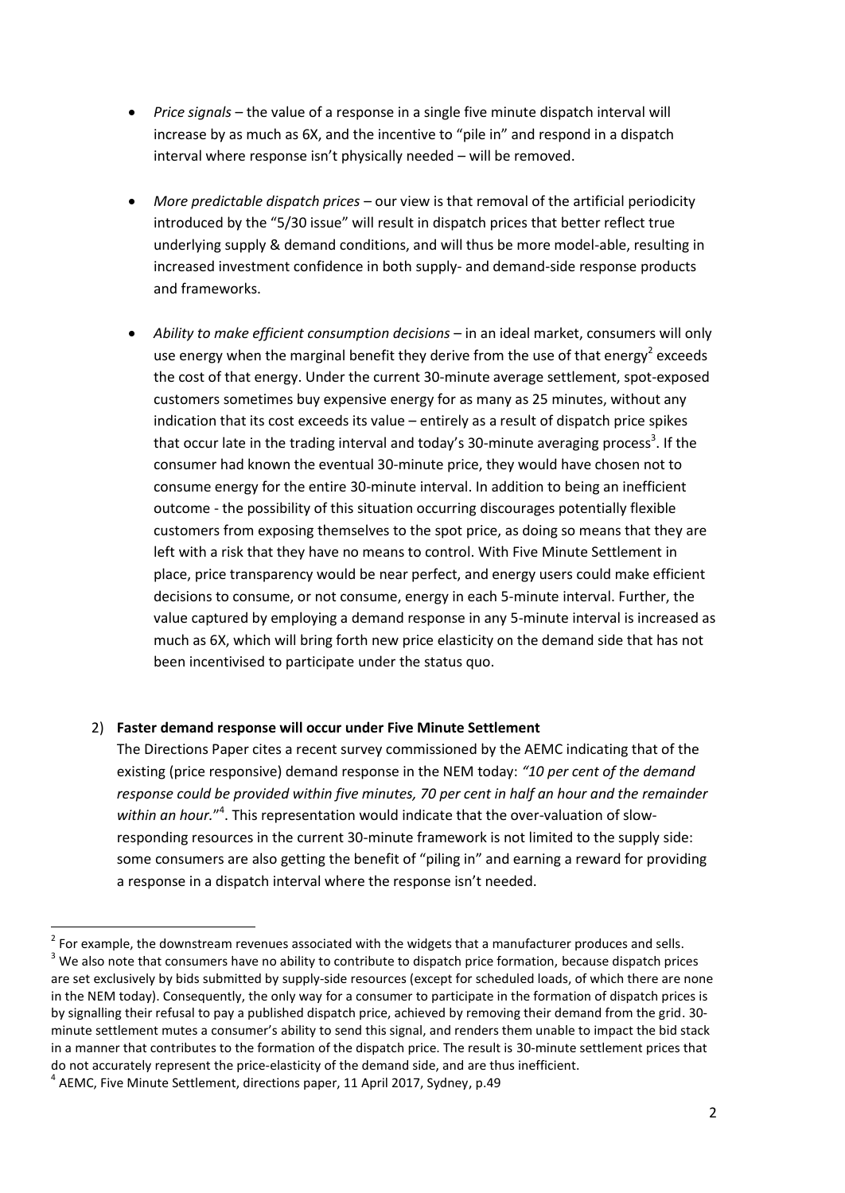- *Price signals* – the value of a response in a single five minute dispatch interval will increase by as much as 6X, and the incentive to "pile in" and respond in a dispatch interval where response isn't physically needed – will be removed.

- *More predictable dispatch prices* – our view is that removal of the artificial periodicity introduced by the "5/30 issue" will result in dispatch prices that better reflect true underlying supply & demand conditions, and will thus be more model-able, resulting in increased investment confidence in both supply- and demand-side response products and frameworks.

- *Ability to make efficient consumption decisions* – in an ideal market, consumers will only use energy when the marginal benefit they derive from the use of that energy[2] exceeds the cost of that energy. Under the current 30-minute average settlement, spot-exposed customers sometimes buy expensive energy for as many as 25 minutes, without any indication that its cost exceeds its value – entirely as a result of dispatch price spikes that occur late in the trading interval and today's 30-minute averaging process[3]. If the consumer had known the eventual 30-minute price, they would have chosen not to consume energy for the entire 30-minute interval. In addition to being an inefficient outcome - the possibility of this situation occurring discourages potentially flexible customers from exposing themselves to the spot price, as doing so means that they are left with a risk that they have no means to control. With Five Minute Settlement in place, price transparency would be near perfect, and energy users could make efficient decisions to consume, or not consume, energy in each 5-minute interval. Further, the value captured by employing a demand response in any 5-minute interval is increased as much as 6X, which will bring forth new price elasticity on the demand side that has not been incentivised to participate under the status quo.

2) **Faster demand response will occur under Five Minute Settlement**

   The Directions Paper cites a recent survey commissioned by the AEMC indicating that of the existing (price responsive) demand response in the NEM today: *"10 per cent of the demand response could be provided within five minutes, 70 per cent in half an hour and the remainder within an hour."*[4]. This representation would indicate that the over-valuation of slow-responding resources in the current 30-minute framework is not limited to the supply side: some consumers are also getting the benefit of "piling in" and earning a reward for providing a response in a dispatch interval where the response isn't needed.

---

[2] For example, the downstream revenues associated with the widgets that a manufacturer produces and sells.

[3] We also note that consumers have no ability to contribute to dispatch price formation, because dispatch prices are set exclusively by bids submitted by supply-side resources (except for scheduled loads, of which there are none in the NEM today). Consequently, the only way for a consumer to participate in the formation of dispatch prices is by signalling their refusal to pay a published dispatch price, achieved by removing their demand from the grid. 30-minute settlement mutes a consumer's ability to send this signal, and renders them unable to impact the bid stack in a manner that contributes to the formation of the dispatch price. The result is 30-minute settlement prices that do not accurately represent the price-elasticity of the demand side, and are thus inefficient.

[4] AEMC, Five Minute Settlement, directions paper, 11 April 2017, Sydney, p.49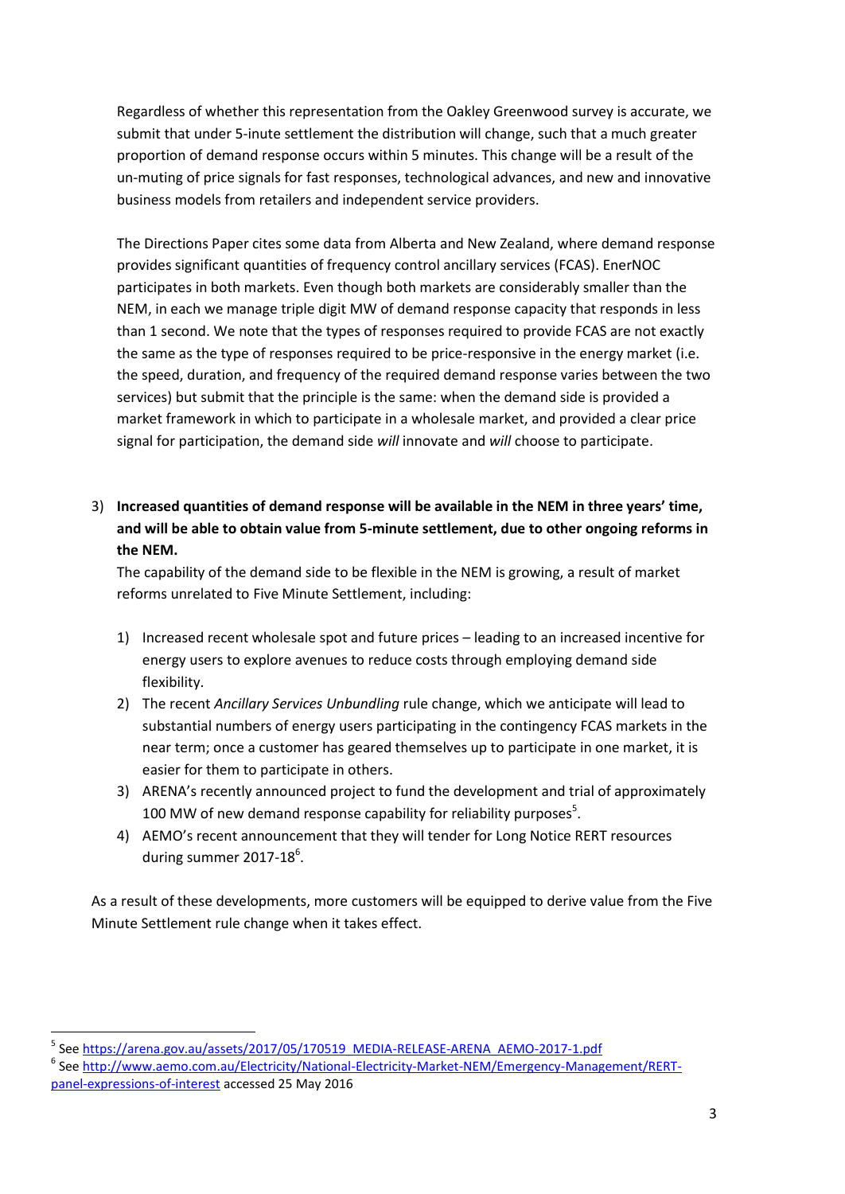Regardless of whether this representation from the Oakley Greenwood survey is accurate, we submit that under 5-inute settlement the distribution will change, such that a much greater proportion of demand response occurs within 5 minutes. This change will be a result of the un-muting of price signals for fast responses, technological advances, and new and innovative business models from retailers and independent service providers.

The Directions Paper cites some data from Alberta and New Zealand, where demand response provides significant quantities of frequency control ancillary services (FCAS). EnerNOC participates in both markets. Even though both markets are considerably smaller than the NEM, in each we manage triple digit MW of demand response capacity that responds in less than 1 second. We note that the types of responses required to provide FCAS are not exactly the same as the type of responses required to be price-responsive in the energy market (i.e. the speed, duration, and frequency of the required demand response varies between the two services) but submit that the principle is the same: when the demand side is provided a market framework in which to participate in a wholesale market, and provided a clear price signal for participation, the demand side *will* innovate and *will* choose to participate.

3) **Increased quantities of demand response will be available in the NEM in three years' time, and will be able to obtain value from 5-minute settlement, due to other ongoing reforms in the NEM.**

   The capability of the demand side to be flexible in the NEM is growing, a result of market reforms unrelated to Five Minute Settlement, including:

   1) Increased recent wholesale spot and future prices – leading to an increased incentive for energy users to explore avenues to reduce costs through employing demand side flexibility.
   2) The recent *Ancillary Services Unbundling* rule change, which we anticipate will lead to substantial numbers of energy users participating in the contingency FCAS markets in the near term; once a customer has geared themselves up to participate in one market, it is easier for them to participate in others.
   3) ARENA's recently announced project to fund the development and trial of approximately 100 MW of new demand response capability for reliability purposes[5].
   4) AEMO's recent announcement that they will tender for Long Notice RERT resources during summer 2017-18[6].

As a result of these developments, more customers will be equipped to derive value from the Five Minute Settlement rule change when it takes effect.

---

[5] See https://arena.gov.au/assets/2017/05/170519_MEDIA-RELEASE-ARENA_AEMO-2017-1.pdf

[6] See http://www.aemo.com.au/Electricity/National-Electricity-Market-NEM/Emergency-Management/RERT-panel-expressions-of-interest accessed 25 May 2016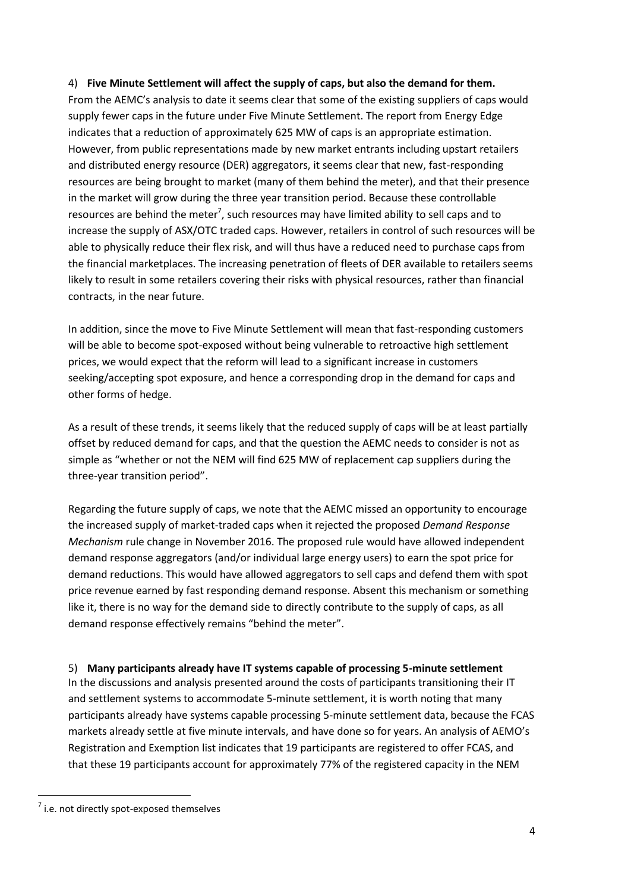4) **Five Minute Settlement will affect the supply of caps, but also the demand for them.**

From the AEMC's analysis to date it seems clear that some of the existing suppliers of caps would supply fewer caps in the future under Five Minute Settlement. The report from Energy Edge indicates that a reduction of approximately 625 MW of caps is an appropriate estimation. However, from public representations made by new market entrants including upstart retailers and distributed energy resource (DER) aggregators, it seems clear that new, fast-responding resources are being brought to market (many of them behind the meter), and that their presence in the market will grow during the three year transition period. Because these controllable resources are behind the meter[7], such resources may have limited ability to sell caps and to increase the supply of ASX/OTC traded caps. However, retailers in control of such resources will be able to physically reduce their flex risk, and will thus have a reduced need to purchase caps from the financial marketplaces. The increasing penetration of fleets of DER available to retailers seems likely to result in some retailers covering their risks with physical resources, rather than financial contracts, in the near future.

In addition, since the move to Five Minute Settlement will mean that fast-responding customers will be able to become spot-exposed without being vulnerable to retroactive high settlement prices, we would expect that the reform will lead to a significant increase in customers seeking/accepting spot exposure, and hence a corresponding drop in the demand for caps and other forms of hedge.

As a result of these trends, it seems likely that the reduced supply of caps will be at least partially offset by reduced demand for caps, and that the question the AEMC needs to consider is not as simple as "whether or not the NEM will find 625 MW of replacement cap suppliers during the three-year transition period".

Regarding the future supply of caps, we note that the AEMC missed an opportunity to encourage the increased supply of market-traded caps when it rejected the proposed *Demand Response Mechanism* rule change in November 2016. The proposed rule would have allowed independent demand response aggregators (and/or individual large energy users) to earn the spot price for demand reductions. This would have allowed aggregators to sell caps and defend them with spot price revenue earned by fast responding demand response. Absent this mechanism or something like it, there is no way for the demand side to directly contribute to the supply of caps, as all demand response effectively remains "behind the meter".

5) **Many participants already have IT systems capable of processing 5-minute settlement**

In the discussions and analysis presented around the costs of participants transitioning their IT and settlement systems to accommodate 5-minute settlement, it is worth noting that many participants already have systems capable processing 5-minute settlement data, because the FCAS markets already settle at five minute intervals, and have done so for years. An analysis of AEMO's Registration and Exemption list indicates that 19 participants are registered to offer FCAS, and that these 19 participants account for approximately 77% of the registered capacity in the NEM

[7] i.e. not directly spot-exposed themselves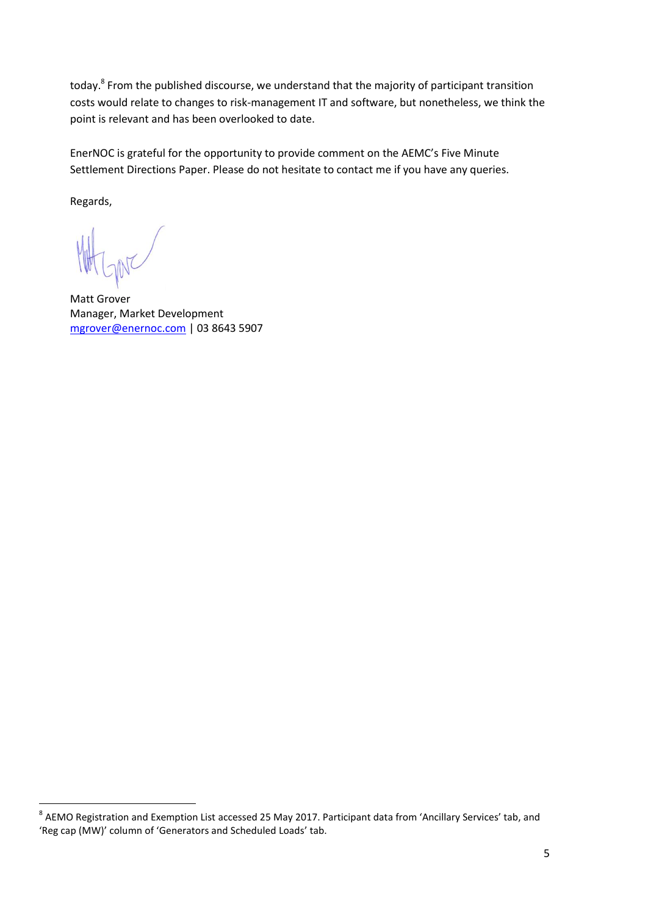today.[8] From the published discourse, we understand that the majority of participant transition costs would relate to changes to risk-management IT and software, but nonetheless, we think the point is relevant and has been overlooked to date.

EnerNOC is grateful for the opportunity to provide comment on the AEMC's Five Minute Settlement Directions Paper. Please do not hesitate to contact me if you have any queries.

Regards,

Matt Grover
Manager, Market Development
mgrover@enernoc.com | 03 8643 5907

[8] AEMO Registration and Exemption List accessed 25 May 2017. Participant data from 'Ancillary Services' tab, and 'Reg cap (MW)' column of 'Generators and Scheduled Loads' tab.